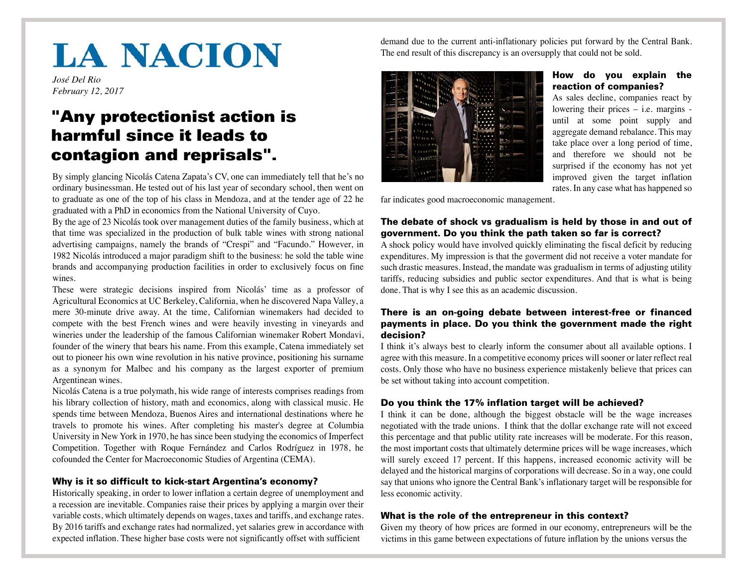# LA NACION

*José Del Rio*
*February 12, 2017*

## "Any protectionist action is harmful since it leads to contagion and reprisals".

By simply glancing Nicolás Catena Zapata's CV, one can immediately tell that he's no ordinary businessman. He tested out of his last year of secondary school, then went on to graduate as one of the top of his class in Mendoza, and at the tender age of 22 he graduated with a PhD in economics from the National University of Cuyo.

By the age of 23 Nicolás took over management duties of the family business, which at that time was specialized in the production of bulk table wines with strong national advertising campaigns, namely the brands of "Crespi" and "Facundo." However, in 1982 Nicolás introduced a major paradigm shift to the business: he sold the table wine brands and accompanying production facilities in order to exclusively focus on fine wines.

These were strategic decisions inspired from Nicolás' time as a professor of Agricultural Economics at UC Berkeley, California, when he discovered Napa Valley, a mere 30-minute drive away. At the time, Californian winemakers had decided to compete with the best French wines and were heavily investing in vineyards and wineries under the leadership of the famous Californian winemaker Robert Mondavi, founder of the winery that bears his name. From this example, Catena immediately set out to pioneer his own wine revolution in his native province, positioning his surname as a synonym for Malbec and his company as the largest exporter of premium Argentinean wines.

Nicolás Catena is a true polymath, his wide range of interests comprises readings from his library collection of history, math and economics, along with classical music. He spends time between Mendoza, Buenos Aires and international destinations where he travels to promote his wines. After completing his master's degree at Columbia University in New York in 1970, he has since been studying the economics of Imperfect Competition. Together with Roque Fernández and Carlos Rodríguez in 1978, he cofounded the Center for Macroeconomic Studies of Argentina (CEMA).

### Why is it so difficult to kick-start Argentina's economy?

Historically speaking, in order to lower inflation a certain degree of unemployment and a recession are inevitable. Companies raise their prices by applying a margin over their variable costs, which ultimately depends on wages, taxes and tariffs, and exchange rates. By 2016 tariffs and exchange rates had normalized, yet salaries grew in accordance with expected inflation. These higher base costs were not significantly offset with sufficient demand due to the current anti-inflationary policies put forward by the Central Bank. The end result of this discrepancy is an oversupply that could not be sold.

### How do you explain the reaction of companies?

As sales decline, companies react by lowering their prices – i.e. margins - until at some point supply and aggregate demand rebalance. This may take place over a long period of time, and therefore we should not be surprised if the economy has not yet improved given the target inflation rates. In any case what has happened so far indicates good macroeconomic management.

### The debate of shock vs gradualism is held by those in and out of government. Do you think the path taken so far is correct?

A shock policy would have involved quickly eliminating the fiscal deficit by reducing expenditures. My impression is that the goverment did not receive a voter mandate for such drastic measures. Instead, the mandate was gradualism in terms of adjusting utility tariffs, reducing subsidies and public sector expenditures. And that is what is being done. That is why I see this as an academic discussion.

### There is an on-going debate between interest-free or financed payments in place. Do you think the government made the right decision?

I think it's always best to clearly inform the consumer about all available options. I agree with this measure. In a competitive economy prices will sooner or later reflect real costs. Only those who have no business experience mistakenly believe that prices can be set without taking into account competition.

### Do you think the 17% inflation target will be achieved?

I think it can be done, although the biggest obstacle will be the wage increases negotiated with the trade unions. I think that the dollar exchange rate will not exceed this percentage and that public utility rate increases will be moderate. For this reason, the most important costs that ultimately determine prices will be wage increases, which will surely exceed 17 percent. If this happens, increased economic activity will be delayed and the historical margins of corporations will decrease. So in a way, one could say that unions who ignore the Central Bank's inflationary target will be responsible for less economic activity.

### What is the role of the entrepreneur in this context?

Given my theory of how prices are formed in our economy, entrepreneurs will be the victims in this game between expectations of future inflation by the unions versus the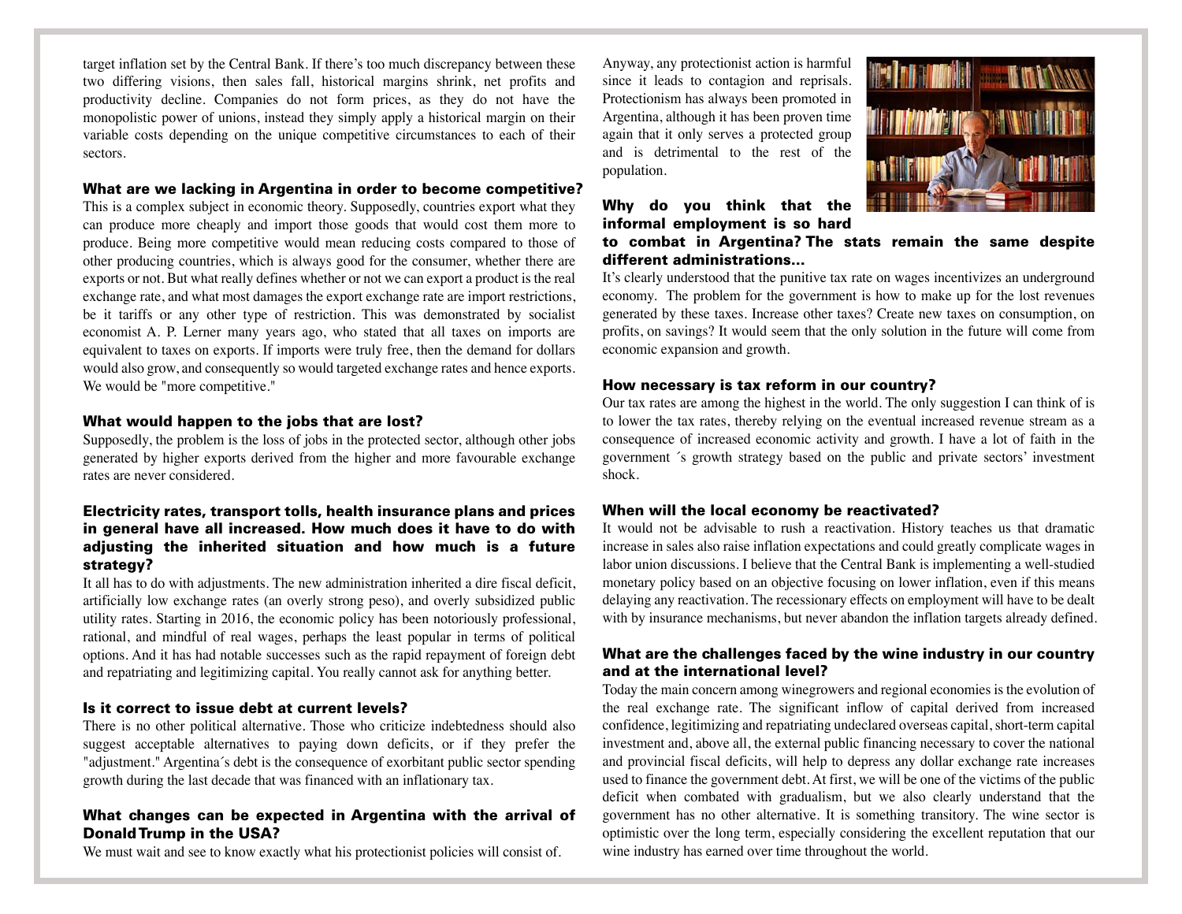target inflation set by the Central Bank. If there's too much discrepancy between these two differing visions, then sales fall, historical margins shrink, net profits and productivity decline. Companies do not form prices, as they do not have the monopolistic power of unions, instead they simply apply a historical margin on their variable costs depending on the unique competitive circumstances to each of their sectors.

### What are we lacking in Argentina in order to become competitive?

This is a complex subject in economic theory. Supposedly, countries export what they can produce more cheaply and import those goods that would cost them more to produce. Being more competitive would mean reducing costs compared to those of other producing countries, which is always good for the consumer, whether there are exports or not. But what really defines whether or not we can export a product is the real exchange rate, and what most damages the export exchange rate are import restrictions, be it tariffs or any other type of restriction. This was demonstrated by socialist economist A. P. Lerner many years ago, who stated that all taxes on imports are equivalent to taxes on exports. If imports were truly free, then the demand for dollars would also grow, and consequently so would targeted exchange rates and hence exports. We would be "more competitive."

### What would happen to the jobs that are lost?

Supposedly, the problem is the loss of jobs in the protected sector, although other jobs generated by higher exports derived from the higher and more favourable exchange rates are never considered.

### Electricity rates, transport tolls, health insurance plans and prices in general have all increased. How much does it have to do with adjusting the inherited situation and how much is a future strategy?

It all has to do with adjustments. The new administration inherited a dire fiscal deficit, artificially low exchange rates (an overly strong peso), and overly subsidized public utility rates. Starting in 2016, the economic policy has been notoriously professional, rational, and mindful of real wages, perhaps the least popular in terms of political options. And it has had notable successes such as the rapid repayment of foreign debt and repatriating and legitimizing capital. You really cannot ask for anything better.

### Is it correct to issue debt at current levels?

There is no other political alternative. Those who criticize indebtedness should also suggest acceptable alternatives to paying down deficits, or if they prefer the "adjustment." Argentina´s debt is the consequence of exorbitant public sector spending growth during the last decade that was financed with an inflationary tax.

### What changes can be expected in Argentina with the arrival of Donald Trump in the USA?

We must wait and see to know exactly what his protectionist policies will consist of.

Anyway, any protectionist action is harmful since it leads to contagion and reprisals. Protectionism has always been promoted in Argentina, although it has been proven time again that it only serves a protected group and is detrimental to the rest of the population.

### Why do you think that the informal employment is so hard to combat in Argentina? The stats remain the same despite different administrations...

It's clearly understood that the punitive tax rate on wages incentivizes an underground economy. The problem for the government is how to make up for the lost revenues generated by these taxes. Increase other taxes? Create new taxes on consumption, on profits, on savings? It would seem that the only solution in the future will come from economic expansion and growth.

### How necessary is tax reform in our country?

Our tax rates are among the highest in the world. The only suggestion I can think of is to lower the tax rates, thereby relying on the eventual increased revenue stream as a consequence of increased economic activity and growth. I have a lot of faith in the government ´s growth strategy based on the public and private sectors' investment shock.

### When will the local economy be reactivated?

It would not be advisable to rush a reactivation. History teaches us that dramatic increase in sales also raise inflation expectations and could greatly complicate wages in labor union discussions. I believe that the Central Bank is implementing a well-studied monetary policy based on an objective focusing on lower inflation, even if this means delaying any reactivation. The recessionary effects on employment will have to be dealt with by insurance mechanisms, but never abandon the inflation targets already defined.

### What are the challenges faced by the wine industry in our country and at the international level?

Today the main concern among winegrowers and regional economies is the evolution of the real exchange rate. The significant inflow of capital derived from increased confidence, legitimizing and repatriating undeclared overseas capital, short-term capital investment and, above all, the external public financing necessary to cover the national and provincial fiscal deficits, will help to depress any dollar exchange rate increases used to finance the government debt. At first, we will be one of the victims of the public deficit when combated with gradualism, but we also clearly understand that the government has no other alternative. It is something transitory. The wine sector is optimistic over the long term, especially considering the excellent reputation that our wine industry has earned over time throughout the world.